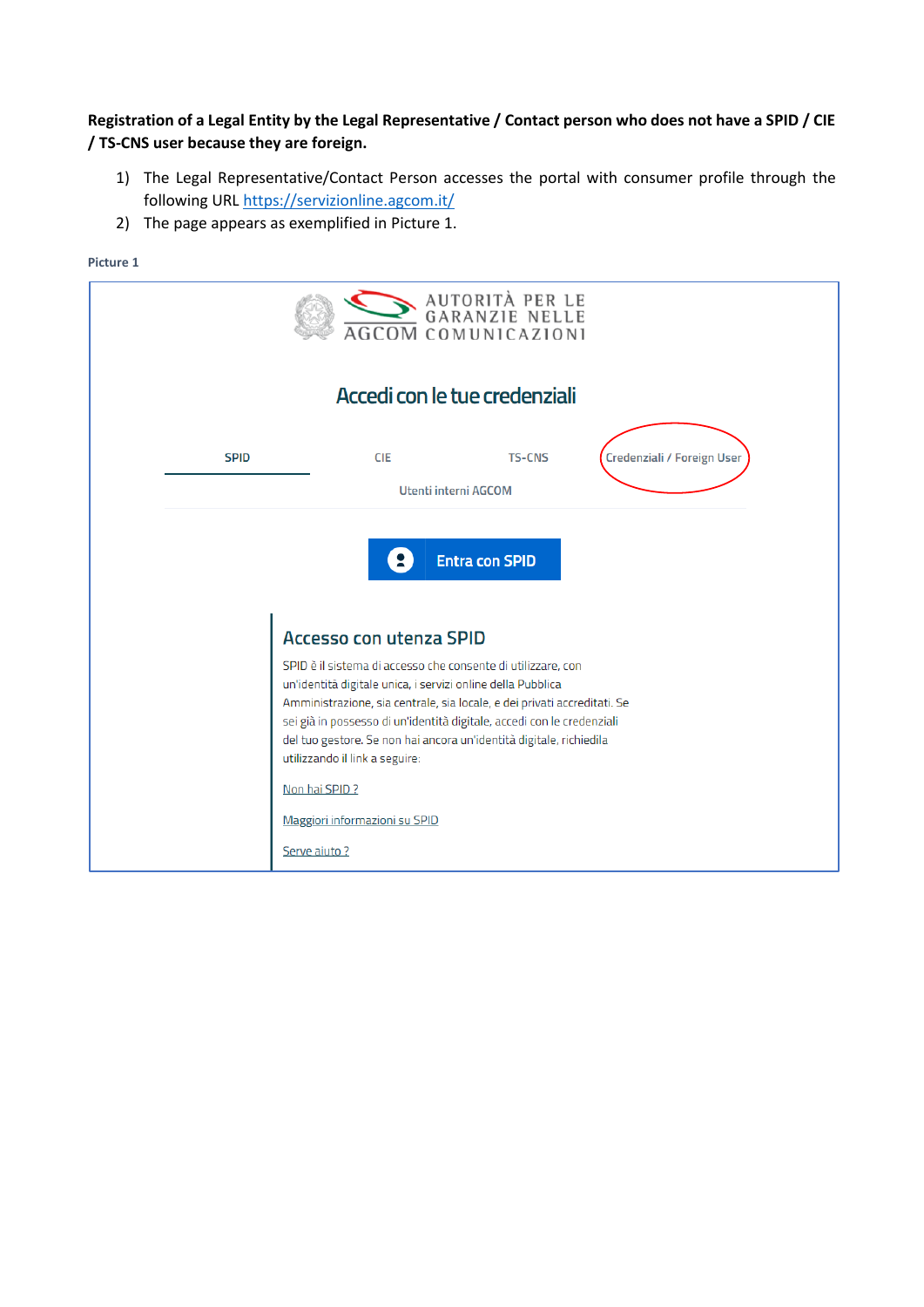**Registration of a Legal Entity by the Legal Representative / Contact person who does not have a SPID / CIE / TS-CNS user because they are foreign.**

1) The Legal Representative/Contact Person accesses the portal with consumer profile through the following URL https://servizionline.agcom.it/
2) The page appears as exemplified in Picture 1.

**Picture 1**

AUTORITÀ PER LE GARANZIE NELLE COMUNICAZIONI
AGCOM

Accedi con le tue credenziali

SPID | CIE | TS-CNS | Credenziali / Foreign User

Utenti interni AGCOM

Entra con SPID

Accesso con utenza SPID

SPID è il sistema di accesso che consente di utilizzare, con un'identità digitale unica, i servizi online della Pubblica Amministrazione, sia centrale, sia locale, e dei privati accreditati. Se sei già in possesso di un'identità digitale, accedi con le credenziali del tuo gestore. Se non hai ancora un'identità digitale, richiedila utilizzando il link a seguire:

Non hai SPID ?

Maggiori informazioni su SPID

Serve aiuto ?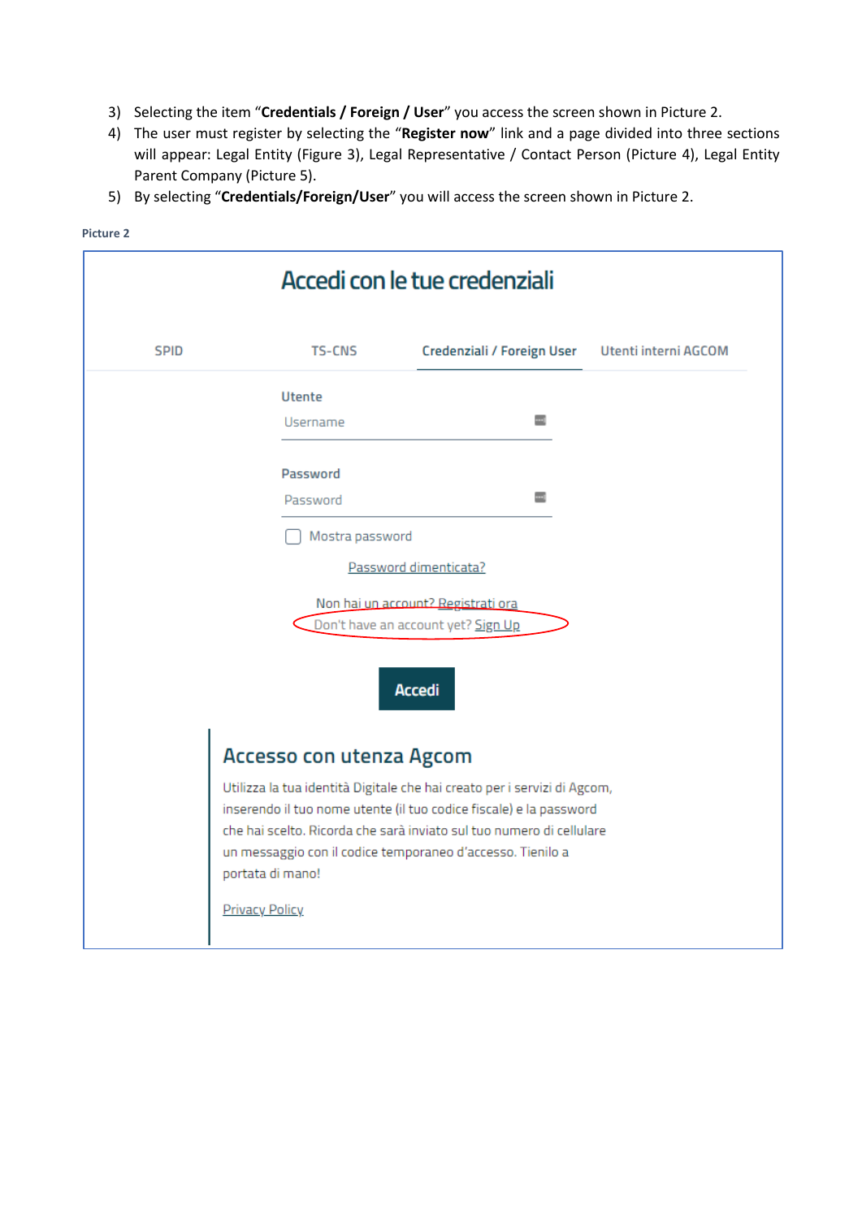3) Selecting the item "**Credentials / Foreign / User**" you access the screen shown in Picture 2.
4) The user must register by selecting the "**Register now**" link and a page divided into three sections will appear: Legal Entity (Figure 3), Legal Representative / Contact Person (Picture 4), Legal Entity Parent Company (Picture 5).
5) By selecting "**Credentials/Foreign/User**" you will access the screen shown in Picture 2.

**Picture 2**

# Accedi con le tue credenziali

SPID | TS-CNS | Credenziali / Foreign User | Utenti interni AGCOM

**Utente**

Username

**Password**

Password

☐ Mostra password

Password dimenticata?

Non hai un account? Registrati ora

Don't have an account yet? Sign Up

**Accedi**

## Accesso con utenza Agcom

Utilizza la tua identità Digitale che hai creato per i servizi di Agcom, inserendo il tuo nome utente (il tuo codice fiscale) e la password che hai scelto. Ricorda che sarà inviato sul tuo numero di cellulare un messaggio con il codice temporaneo d'accesso. Tienilo a portata di mano!

Privacy Policy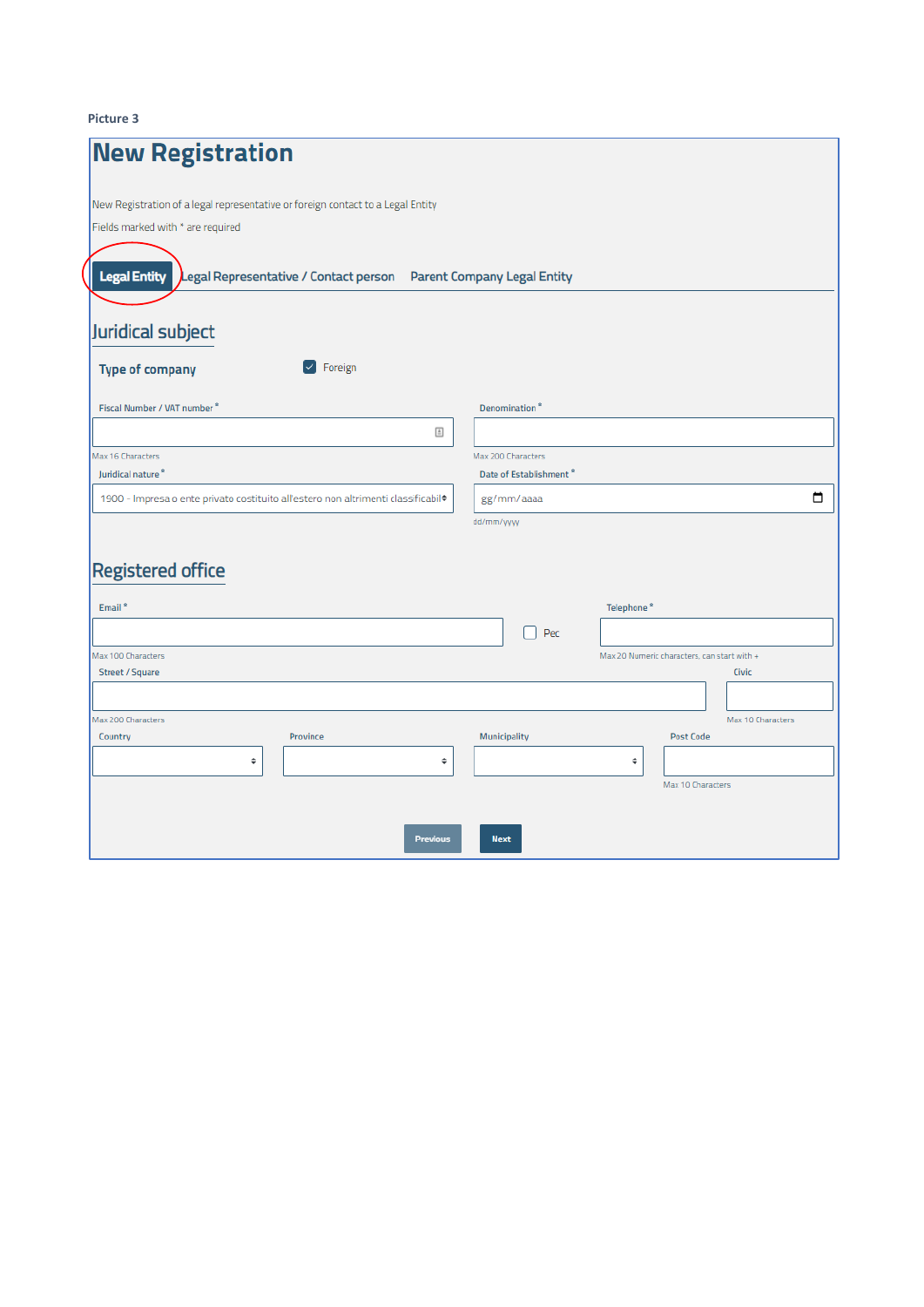Picture 3

# New Registration

New Registration of a legal representative or foreign contact to a Legal Entity

Fields marked with * are required

**Legal Entity** | Legal Representative / Contact person | Parent Company Legal Entity

## Juridical subject

**Type of company** ☑ Foreign

Fiscal Number / VAT number *

Max 16 Characters

Denomination *

Max 200 Characters

Juridical nature *

1900 - Impresa o ente privato costituito all'estero non altrimenti classificabil

Date of Estabilshment *

gg/mm/aaaa

dd/mm/yyyy

## Registered office

Email *

Max 100 Characters

☐ Pec

Telephone *

Max 20 Numeric characters, can start with +

Street / Square

Max 200 Characters

Civic

Max 10 Characters

Country

Province

Municipality

Post Code

Max 10 Characters

Previous | Next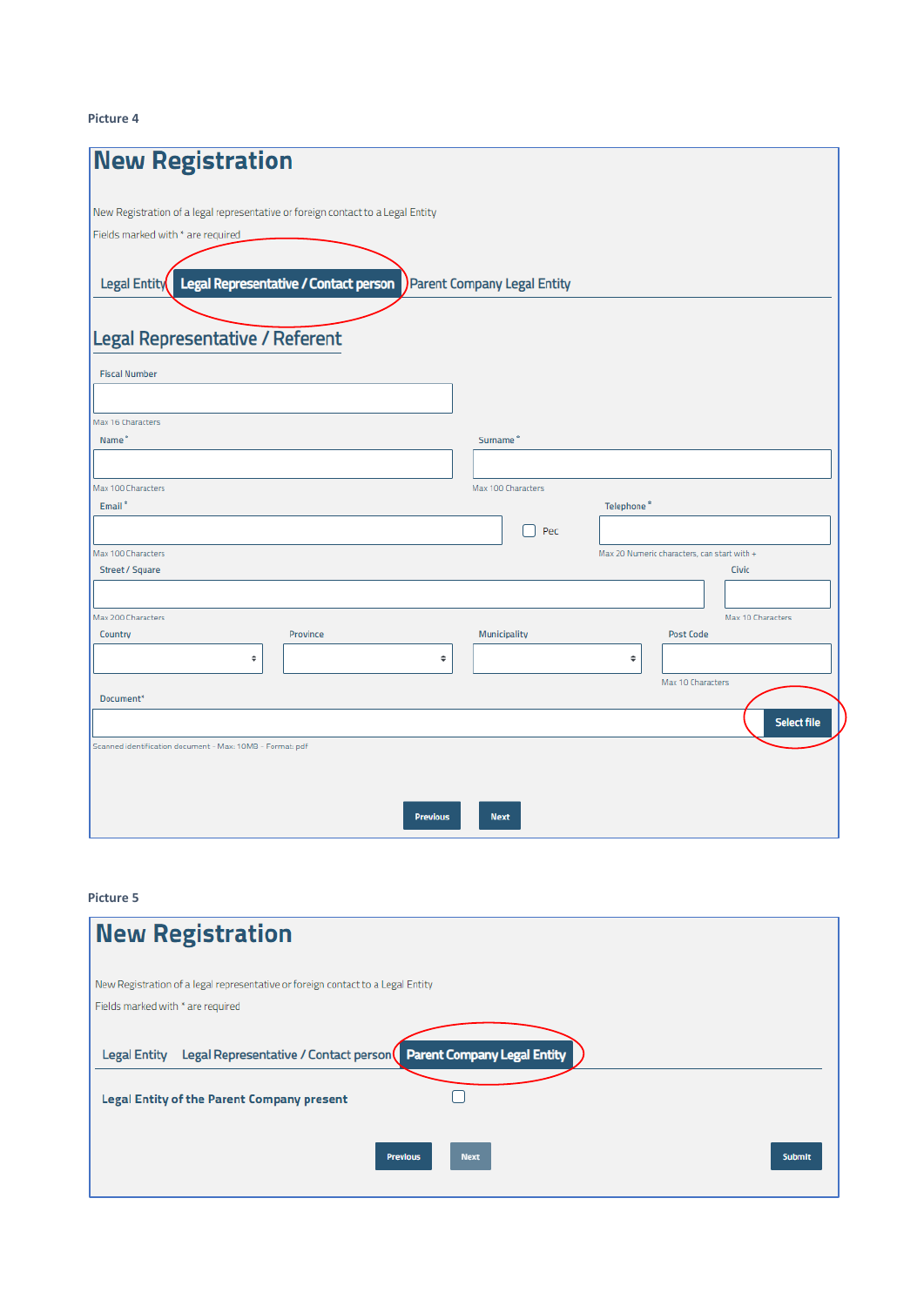Picture 4

# New Registration

New Registration of a legal representative or foreign contact to a Legal Entity

Fields marked with * are required

Legal Entity | **Legal Representative / Contact person** | Parent Company Legal Entity

## Legal Representative / Referent

Fiscal Number

Max 16 Characters

Name *

Max 100 Characters

Surname *

Max 100 Characters

Email *

Max 100 Characters

Pec

Telephone *

Max 20 Numeric characters, can start with +

Street / Square

Max 200 Characters

Civic

Max 10 Characters

Country

Province

Municipality

Post Code

Max 10 Characters

Document*

Select file

Scanned identification document - Max: 10MB - Format: pdf

Previous | Next

Picture 5

# New Registration

New Registration of a legal representative or foreign contact to a Legal Entity

Fields marked with * are required

Legal Entity | Legal Representative / Contact person | **Parent Company Legal Entity**

Legal Entity of the Parent Company present

Previous | Next | Submit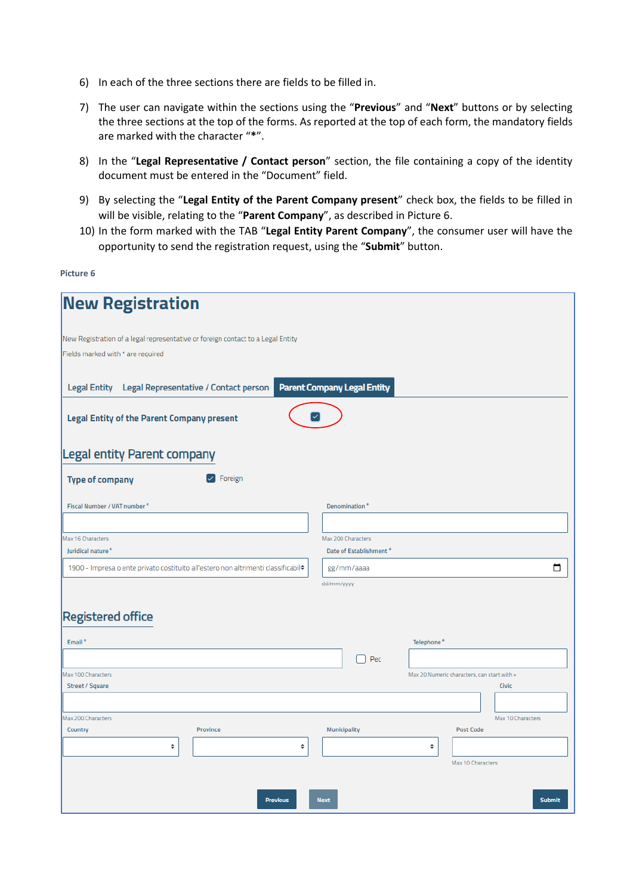6) In each of the three sections there are fields to be filled in.

7) The user can navigate within the sections using the "**Previous**" and "**Next**" buttons or by selecting the three sections at the top of the forms. As reported at the top of each form, the mandatory fields are marked with the character "**\***".

8) In the "**Legal Representative / Contact person**" section, the file containing a copy of the identity document must be entered in the "Document" field.

9) By selecting the "**Legal Entity of the Parent Company present**" check box, the fields to be filled in will be visible, relating to the "**Parent Company**", as described in Picture 6.

10) In the form marked with the TAB "**Legal Entity Parent Company**", the consumer user will have the opportunity to send the registration request, using the "**Submit**" button.

**Picture 6**

# New Registration

New Registration of a legal representative or foreign contact to a Legal Entity

Fields marked with * are required

Legal Entity | Legal Representative / Contact person | **Parent Company Legal Entity**

**Legal Entity of the Parent Company present** ☑

## Legal entity Parent company

**Type of company** ☑ Foreign

Fiscal Number / VAT number *
Max 16 Characters

Denomination *
Max 200 Characters

Juridical nature *
1900 - Impresa o ente privato costituito all'estero non altrimenti classificabil

Date of Establishment *
gg/mm/aaaa
dd/mm/yyyy

## Registered office

Email *
Max 100 Characters

☐ Pec

Telephone *
Max 20 Numeric characters, can start with +

Street / Square
Max 200 Characters

Civic
Max 10 Characters

Country

Province

Municipality

Post Code
Max 10 Characters

Previous | Next | Submit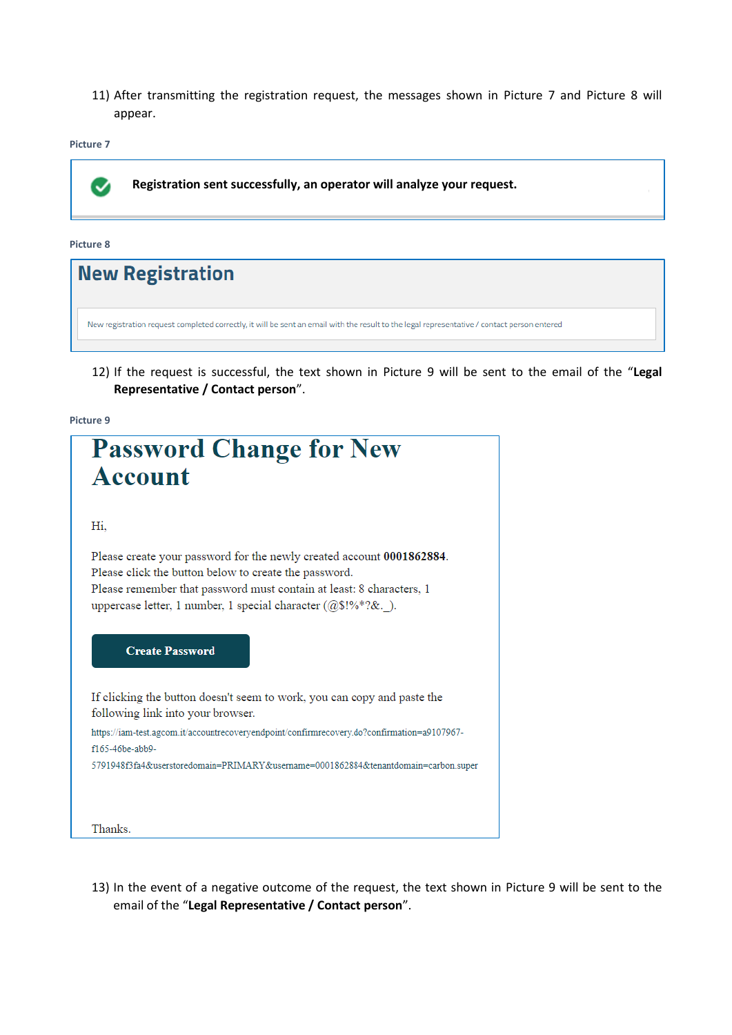11) After transmitting the registration request, the messages shown in Picture 7 and Picture 8 will appear.

**Picture 7**

> **Registration sent successfully, an operator will analyze your request.**

**Picture 8**

> ## New Registration
>
> New registration request completed correctly, it will be sent an email with the result to the legal representative / contact person entered

12) If the request is successful, the text shown in Picture 9 will be sent to the email of the "**Legal Representative / Contact person**".

**Picture 9**

> # Password Change for New Account
>
> Hi,
>
> Please create your password for the newly created account **0001862884**.
> Please click the button below to create the password.
> Please remember that password must contain at least: 8 characters, 1 uppercase letter, 1 number, 1 special character (@$!%*?&._).
>
> **Create Password**
>
> If clicking the button doesn't seem to work, you can copy and paste the following link into your browser.
> https://iam-test.agcom.it/accountrecoveryendpoint/confirmrecovery.do?confirmation=a9107967-f165-46be-abb9-5791948f3fa4&userstoredomain=PRIMARY&username=0001862884&tenantdomain=carbon.super
>
> Thanks.

13) In the event of a negative outcome of the request, the text shown in Picture 9 will be sent to the email of the "**Legal Representative / Contact person**".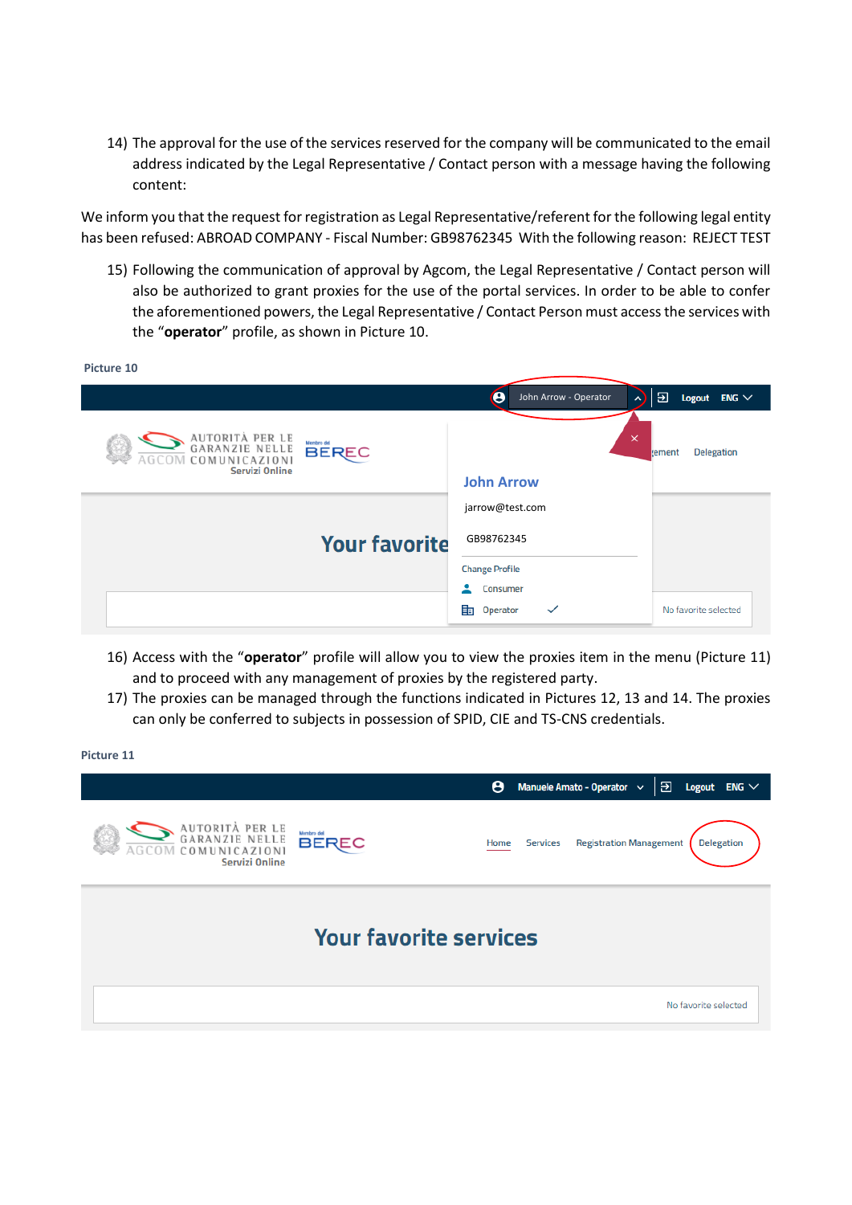14) The approval for the use of the services reserved for the company will be communicated to the email address indicated by the Legal Representative / Contact person with a message having the following content:

We inform you that the request for registration as Legal Representative/referent for the following legal entity has been refused: ABROAD COMPANY - Fiscal Number: GB98762345 With the following reason: REJECT TEST

15) Following the communication of approval by Agcom, the Legal Representative / Contact person will also be authorized to grant proxies for the use of the portal services. In order to be able to confer the aforementioned powers, the Legal Representative / Contact Person must access the services with the "**operator**" profile, as shown in Picture 10.

**Picture 10**

16) Access with the "**operator**" profile will allow you to view the proxies item in the menu (Picture 11) and to proceed with any management of proxies by the registered party.
17) The proxies can be managed through the functions indicated in Pictures 12, 13 and 14. The proxies can only be conferred to subjects in possession of SPID, CIE and TS-CNS credentials.

**Picture 11**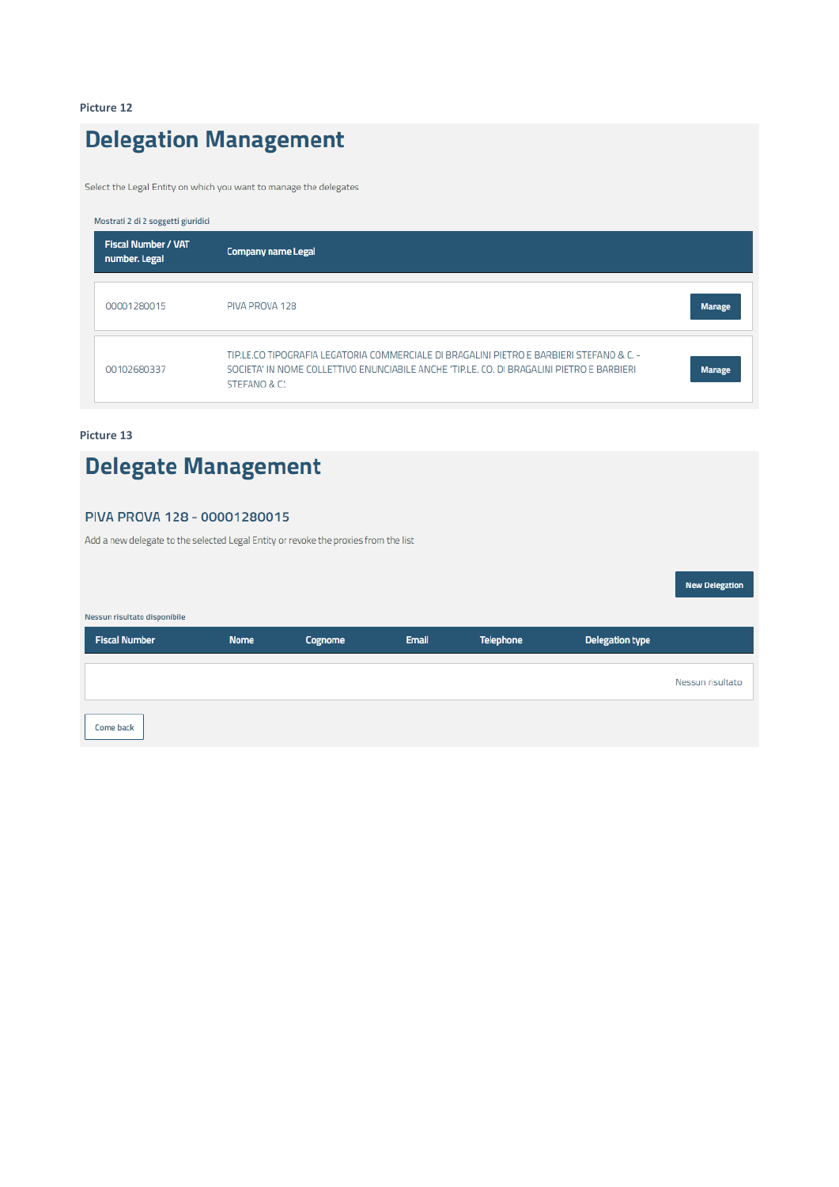Picture 12

# Delegation Management

Select the Legal Entity on which you want to manage the delegates

Mostrati 2 di 2 soggetti giuridici

| Fiscal Number / VAT number. Legal | Company name Legal | |
|---|---|---|
| 00001280015 | PIVA PROVA 128 | Manage |
| 00102680337 | TIP.LE.CO TIPOGRAFIA LEGATORIA COMMERCIALE DI BRAGALINI PIETRO E BARBIERI STEFANO & C. - SOCIETA' IN NOME COLLETTIVO ENUNCIABILE ANCHE 'TIP.LE. CO. DI BRAGALINI PIETRO E BARBIERI STEFANO & C.' | Manage |

Picture 13

# Delegate Management

### PIVA PROVA 128 - 00001280015

Add a new delegate to the selected Legal Entity or revoke the proxies from the list

New Delegation

Nessun risultato disponibile

| Fiscal Number | Nome | Cognome | Email | Telephone | Delegation type |
|---|---|---|---|---|---|
| | | | | | Nessun risultato |

Come back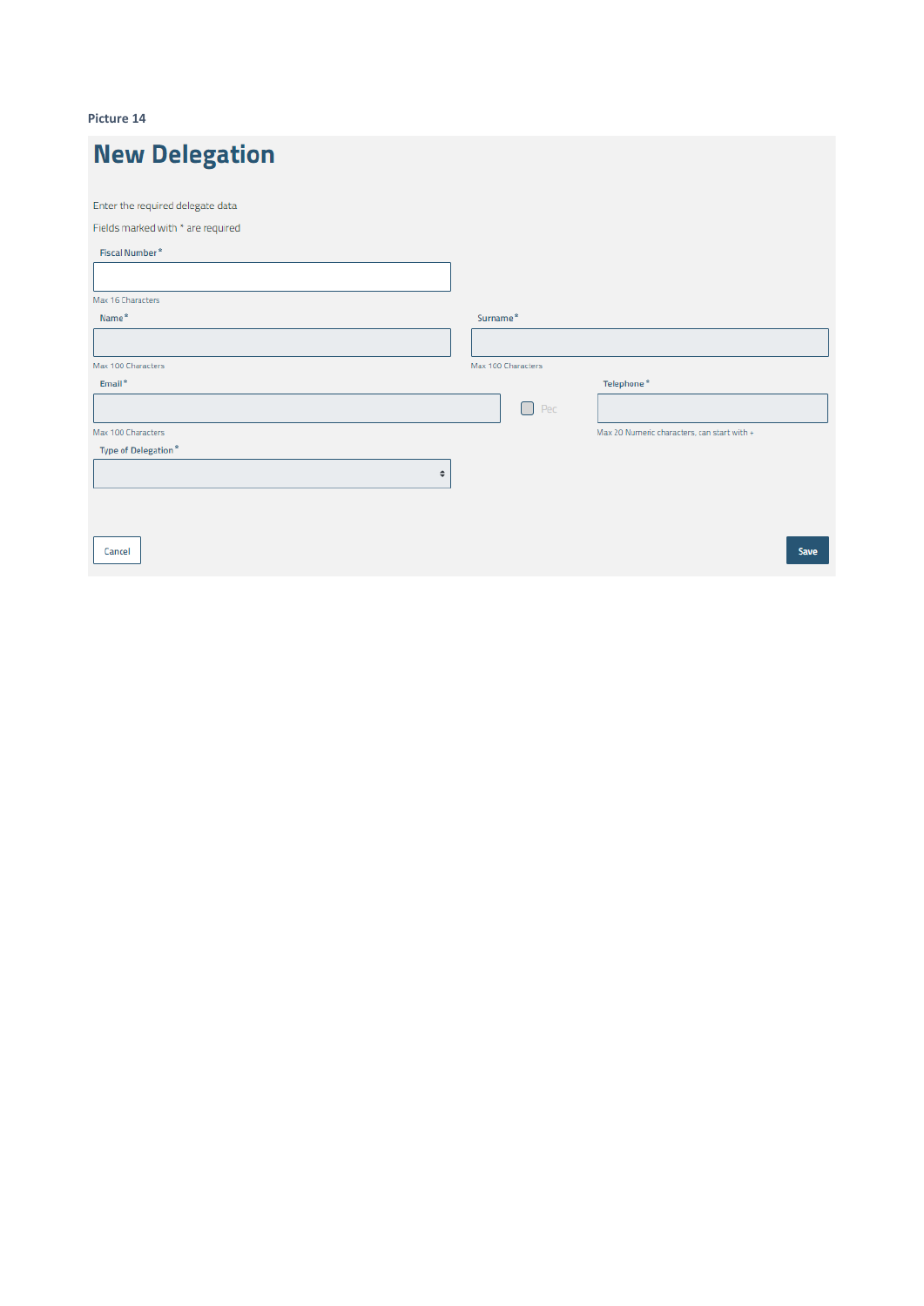**Picture 14**

# New Delegation

Enter the required delegate data

Fields marked with * are required

Fiscal Number *

Max 16 Characters

Name *

Max 100 Characters

Surname *

Max 100 Characters

Email *

Max 100 Characters

Pec

Telephone *

Max 20 Numeric characters, can start with +

Type of Delegation *

Cancel

Save